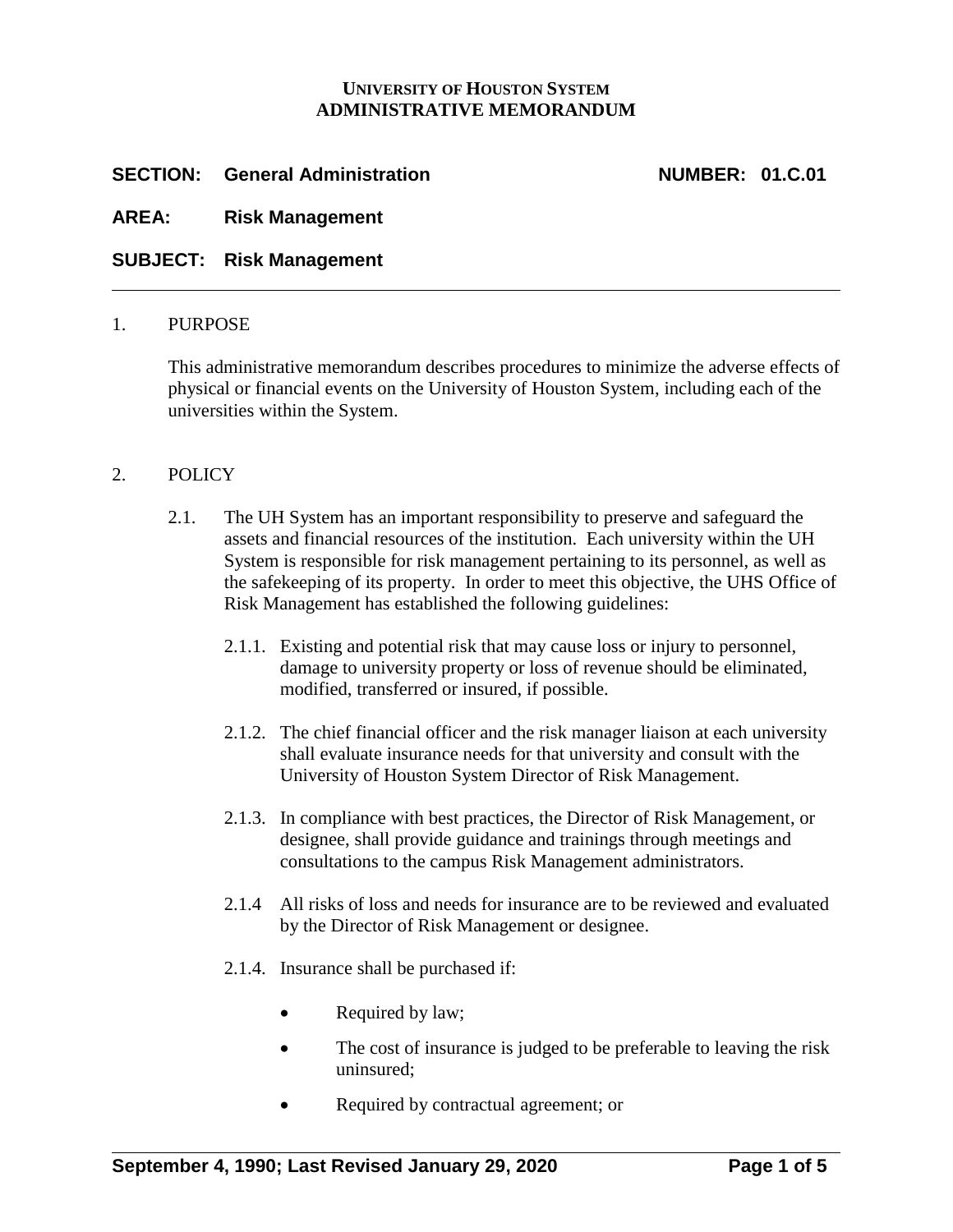**UNIVERSITY OF HOUSTON SYSTEM**
**ADMINISTRATIVE MEMORANDUM**

**SECTION: General Administration** **NUMBER: 01.C.01**

**AREA: Risk Management**

**SUBJECT: Risk Management**

---

1. PURPOSE

   This administrative memorandum describes procedures to minimize the adverse effects of physical or financial events on the University of Houston System, including each of the universities within the System.

2. POLICY

   2.1. The UH System has an important responsibility to preserve and safeguard the assets and financial resources of the institution. Each university within the UH System is responsible for risk management pertaining to its personnel, as well as the safekeeping of its property. In order to meet this objective, the UHS Office of Risk Management has established the following guidelines:

   2.1.1. Existing and potential risk that may cause loss or injury to personnel, damage to university property or loss of revenue should be eliminated, modified, transferred or insured, if possible.

   2.1.2. The chief financial officer and the risk manager liaison at each university shall evaluate insurance needs for that university and consult with the University of Houston System Director of Risk Management.

   2.1.3. In compliance with best practices, the Director of Risk Management, or designee, shall provide guidance and trainings through meetings and consultations to the campus Risk Management administrators.

   2.1.4 All risks of loss and needs for insurance are to be reviewed and evaluated by the Director of Risk Management or designee.

   2.1.4. Insurance shall be purchased if:

   - Required by law;
   - The cost of insurance is judged to be preferable to leaving the risk uninsured;
   - Required by contractual agreement; or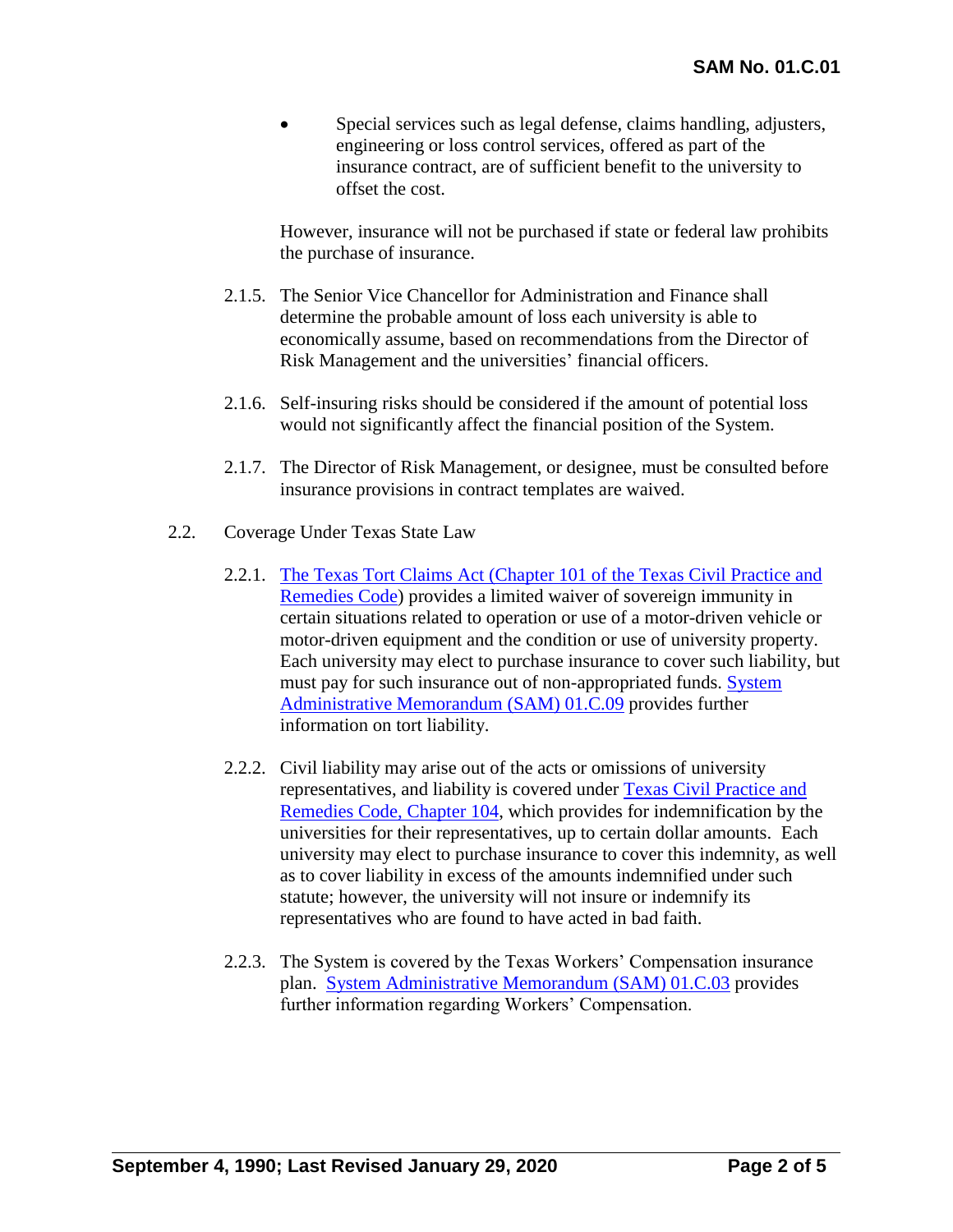- Special services such as legal defense, claims handling, adjusters, engineering or loss control services, offered as part of the insurance contract, are of sufficient benefit to the university to offset the cost.

However, insurance will not be purchased if state or federal law prohibits the purchase of insurance.

2.1.5. The Senior Vice Chancellor for Administration and Finance shall determine the probable amount of loss each university is able to economically assume, based on recommendations from the Director of Risk Management and the universities' financial officers.

2.1.6. Self-insuring risks should be considered if the amount of potential loss would not significantly affect the financial position of the System.

2.1.7. The Director of Risk Management, or designee, must be consulted before insurance provisions in contract templates are waived.

2.2. Coverage Under Texas State Law

2.2.1. [The Texas Tort Claims Act (Chapter 101 of the Texas Civil Practice and Remedies Code)] provides a limited waiver of sovereign immunity in certain situations related to operation or use of a motor-driven vehicle or motor-driven equipment and the condition or use of university property. Each university may elect to purchase insurance to cover such liability, but must pay for such insurance out of non-appropriated funds. [System Administrative Memorandum (SAM) 01.C.09] provides further information on tort liability.

2.2.2. Civil liability may arise out of the acts or omissions of university representatives, and liability is covered under [Texas Civil Practice and Remedies Code, Chapter 104], which provides for indemnification by the universities for their representatives, up to certain dollar amounts. Each university may elect to purchase insurance to cover this indemnity, as well as to cover liability in excess of the amounts indemnified under such statute; however, the university will not insure or indemnify its representatives who are found to have acted in bad faith.

2.2.3. The System is covered by the Texas Workers' Compensation insurance plan. [System Administrative Memorandum (SAM) 01.C.03] provides further information regarding Workers' Compensation.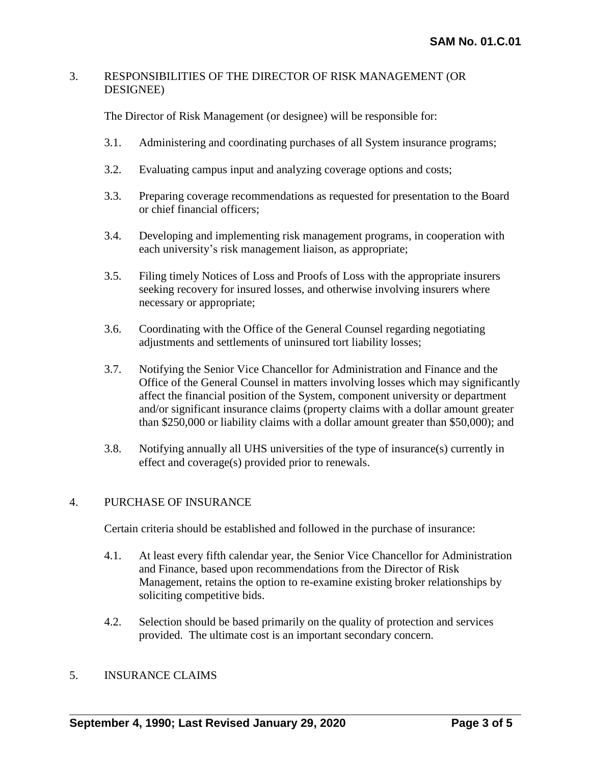## 3. RESPONSIBILITIES OF THE DIRECTOR OF RISK MANAGEMENT (OR DESIGNEE)

The Director of Risk Management (or designee) will be responsible for:

3.1. Administering and coordinating purchases of all System insurance programs;

3.2. Evaluating campus input and analyzing coverage options and costs;

3.3. Preparing coverage recommendations as requested for presentation to the Board or chief financial officers;

3.4. Developing and implementing risk management programs, in cooperation with each university's risk management liaison, as appropriate;

3.5. Filing timely Notices of Loss and Proofs of Loss with the appropriate insurers seeking recovery for insured losses, and otherwise involving insurers where necessary or appropriate;

3.6. Coordinating with the Office of the General Counsel regarding negotiating adjustments and settlements of uninsured tort liability losses;

3.7. Notifying the Senior Vice Chancellor for Administration and Finance and the Office of the General Counsel in matters involving losses which may significantly affect the financial position of the System, component university or department and/or significant insurance claims (property claims with a dollar amount greater than $250,000 or liability claims with a dollar amount greater than $50,000); and

3.8. Notifying annually all UHS universities of the type of insurance(s) currently in effect and coverage(s) provided prior to renewals.

## 4. PURCHASE OF INSURANCE

Certain criteria should be established and followed in the purchase of insurance:

4.1. At least every fifth calendar year, the Senior Vice Chancellor for Administration and Finance, based upon recommendations from the Director of Risk Management, retains the option to re-examine existing broker relationships by soliciting competitive bids.

4.2. Selection should be based primarily on the quality of protection and services provided. The ultimate cost is an important secondary concern.

## 5. INSURANCE CLAIMS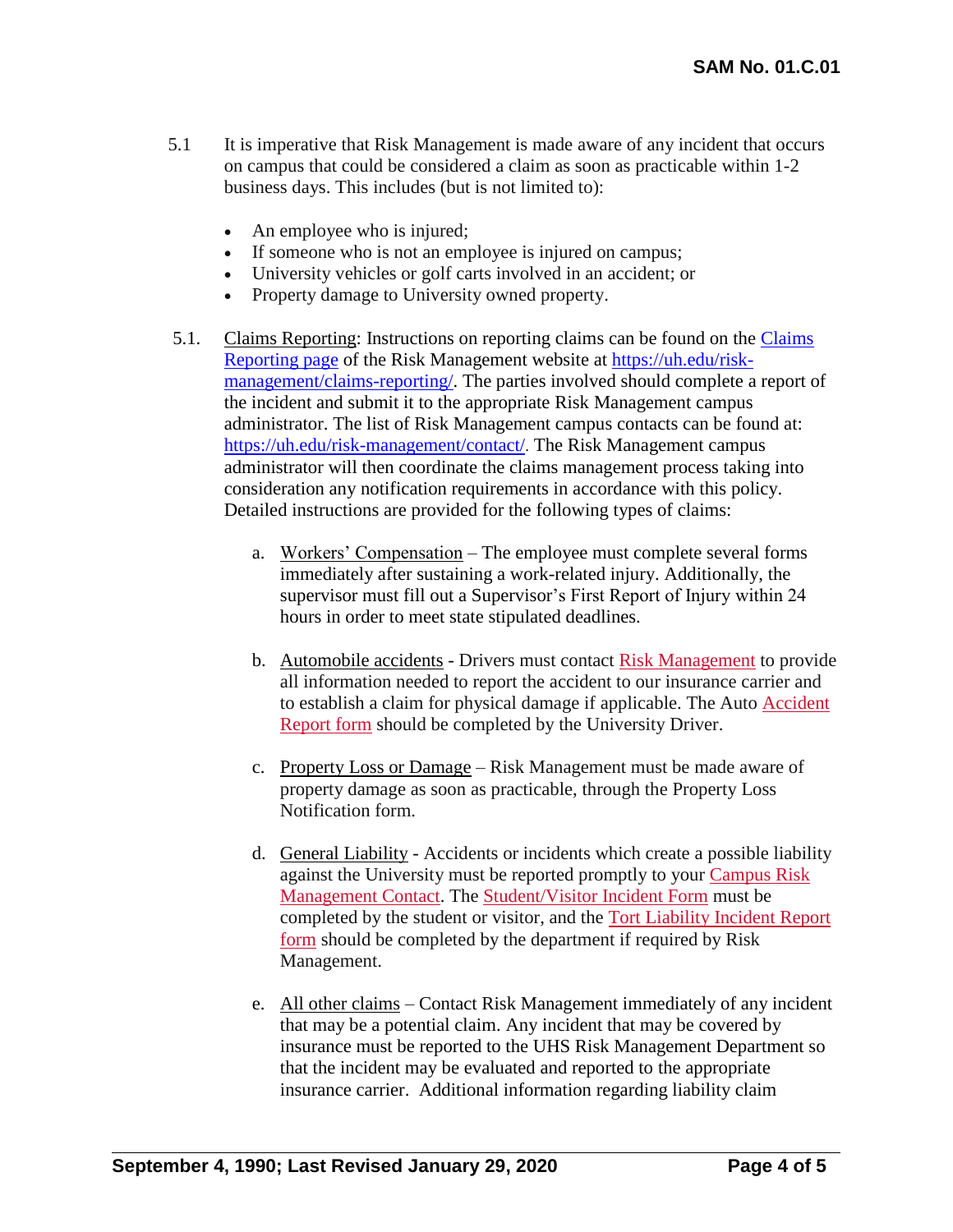5.1 It is imperative that Risk Management is made aware of any incident that occurs on campus that could be considered a claim as soon as practicable within 1-2 business days. This includes (but is not limited to):

- An employee who is injured;
- If someone who is not an employee is injured on campus;
- University vehicles or golf carts involved in an accident; or
- Property damage to University owned property.

5.1. Claims Reporting: Instructions on reporting claims can be found on the Claims Reporting page of the Risk Management website at https://uh.edu/risk-management/claims-reporting/. The parties involved should complete a report of the incident and submit it to the appropriate Risk Management campus administrator. The list of Risk Management campus contacts can be found at: https://uh.edu/risk-management/contact/. The Risk Management campus administrator will then coordinate the claims management process taking into consideration any notification requirements in accordance with this policy. Detailed instructions are provided for the following types of claims:

a. Workers' Compensation – The employee must complete several forms immediately after sustaining a work-related injury. Additionally, the supervisor must fill out a Supervisor's First Report of Injury within 24 hours in order to meet state stipulated deadlines.

b. Automobile accidents - Drivers must contact Risk Management to provide all information needed to report the accident to our insurance carrier and to establish a claim for physical damage if applicable. The Auto Accident Report form should be completed by the University Driver.

c. Property Loss or Damage – Risk Management must be made aware of property damage as soon as practicable, through the Property Loss Notification form.

d. General Liability - Accidents or incidents which create a possible liability against the University must be reported promptly to your Campus Risk Management Contact. The Student/Visitor Incident Form must be completed by the student or visitor, and the Tort Liability Incident Report form should be completed by the department if required by Risk Management.

e. All other claims – Contact Risk Management immediately of any incident that may be a potential claim. Any incident that may be covered by insurance must be reported to the UHS Risk Management Department so that the incident may be evaluated and reported to the appropriate insurance carrier. Additional information regarding liability claim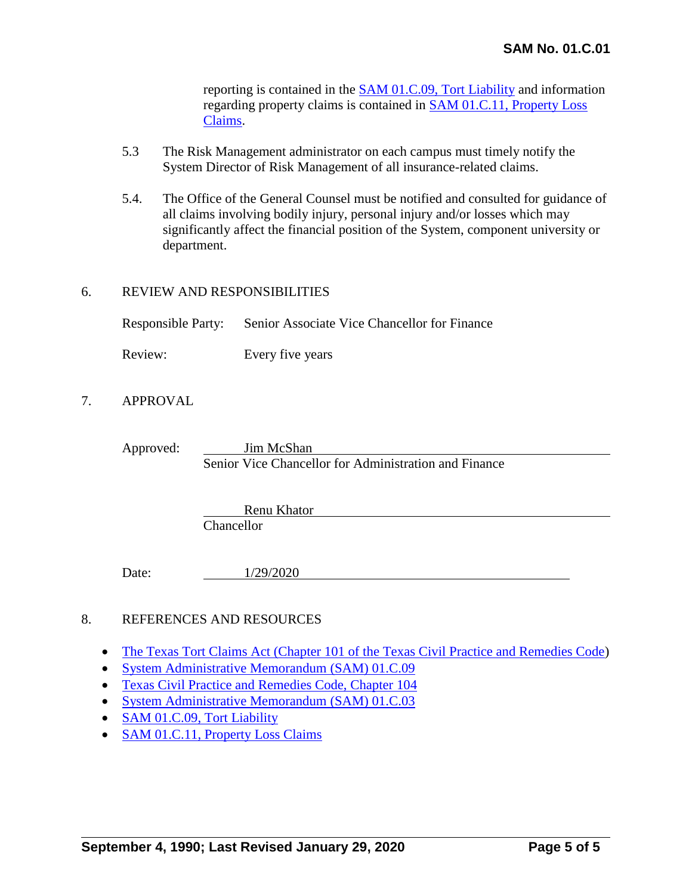reporting is contained in the SAM 01.C.09, Tort Liability and information regarding property claims is contained in SAM 01.C.11, Property Loss Claims.

5.3 The Risk Management administrator on each campus must timely notify the System Director of Risk Management of all insurance-related claims.

5.4. The Office of the General Counsel must be notified and consulted for guidance of all claims involving bodily injury, personal injury and/or losses which may significantly affect the financial position of the System, component university or department.

## 6. REVIEW AND RESPONSIBILITIES

Responsible Party: Senior Associate Vice Chancellor for Finance

Review: Every five years

## 7. APPROVAL

Approved: Jim McShan
Senior Vice Chancellor for Administration and Finance

Renu Khator
Chancellor

Date: 1/29/2020

## 8. REFERENCES AND RESOURCES

- The Texas Tort Claims Act (Chapter 101 of the Texas Civil Practice and Remedies Code)
- System Administrative Memorandum (SAM) 01.C.09
- Texas Civil Practice and Remedies Code, Chapter 104
- System Administrative Memorandum (SAM) 01.C.03
- SAM 01.C.09, Tort Liability
- SAM 01.C.11, Property Loss Claims